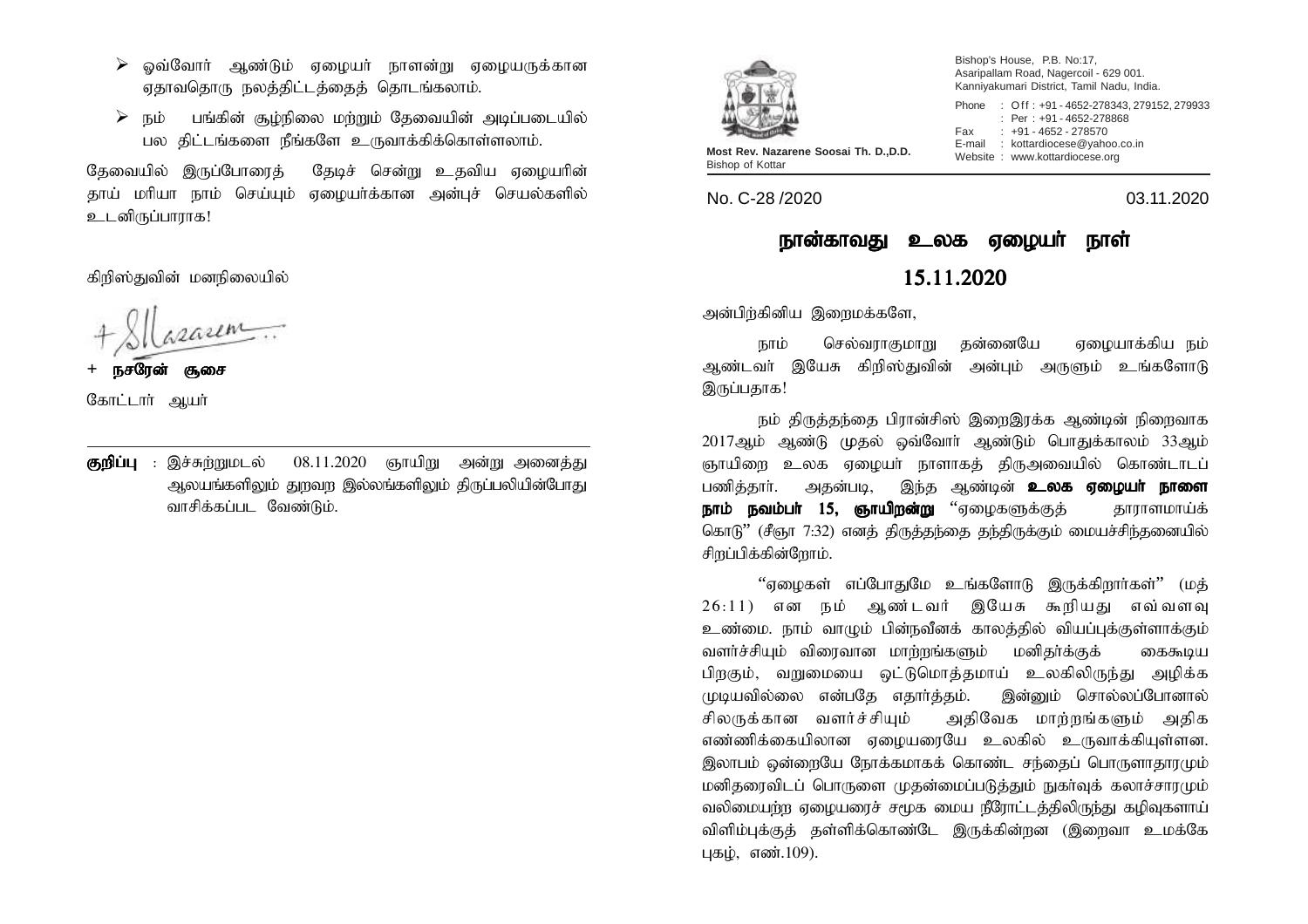**Most Rev. Nazarene Soosai Th. D.,D.D.**
Bishop of Kottar

Bishop's House, P.B. No:17,
Asaripallam Road, Nagercoil - 629 001.
Kanniyakumari District, Tamil Nadu, India.

Phone : Off : +91 - 4652-278343, 279152, 279933
: Per : +91 - 4652-278868
Fax : +91 - 4652 - 278570
E-mail : kottardiocese@yahoo.co.in
Website : www.kottardiocese.org

No. C-28 /2020 03.11.2020

# நான்காவது உலக ஏழையர் நாள்

## 15.11.2020

அன்பிற்கினிய இறைமக்களே,

நாம் செல்வராகுமாறு தன்னையே ஏழையாக்கிய நம் ஆண்டவர் இயேசு கிறிஸ்துவின் அன்பும் அருளும் உங்களோடு இருப்பதாக!

நம் திருத்தந்தை பிரான்சிஸ் இறைஇரக்க ஆண்டின் நிறைவாக 2017ஆம் ஆண்டு முதல் ஒவ்வோர் ஆண்டும் பொதுக்காலம் 33ஆம் ஞாயிறை உலக ஏழையர் நாளாகத் திருஅவையில் கொண்டாடப் பணித்தார். அதன்படி, இந்த ஆண்டின் **உலக ஏழையர் நாளை நாம் நவம்பர் 15, ஞாயிறன்று** "ஏழைகளுக்குத் தாராளமாய்க் கொடு" (சீஞா 7:32) எனத் திருத்தந்தை தந்திருக்கும் மையச்சிந்தனையில் சிறப்பிக்கின்றோம்.

"ஏழைகள் எப்போதுமே உங்களோடு இருக்கிறார்கள்" (மத் 26:11) என நம் ஆண்டவர் இயேசு கூறியது எவ்வளவு உண்மை. நாம் வாழும் பின்நவீனக் காலத்தில் வியப்புக்குள்ளாக்கும் வளர்ச்சியும் விரைவான மாற்றங்களும் மனிதர்க்குக் கைகூடிய பிறகும், வறுமையை ஒட்டுமொத்தமாய் உலகிலிருந்து அழிக்க முடியவில்லை என்பதே எதார்த்தம். இன்னும் சொல்லப்போனால் சிலருக்கான வளர்ச்சியும் அதிவேக மாற்றங்களும் அதிக எண்ணிக்கையிலான ஏழையரையே உலகில் உருவாக்கியுள்ளன. இலாபம் ஒன்றையே நோக்கமாகக் கொண்ட சந்தைப் பொருளாதாரமும் மனிதரைவிடப் பொருளை முதன்மைப்படுத்தும் நுகர்வுக் கலாச்சாரமும் வலிமையற்ற ஏழையரைச் சமூக மைய நீரோட்டத்திலிருந்து கழிவுகளாய் விளிம்புக்குத் தள்ளிக்கொண்டே இருக்கின்றன (இறைவா உமக்கே புகழ், எண்.109).

- ஒவ்வோர் ஆண்டும் ஏழையர் நாளன்று ஏழையருக்கான ஏதாவதொரு நலத்திட்டத்தைத் தொடங்கலாம்.
- நம் பங்கின் சூழ்நிலை மற்றும் தேவையின் அடிப்படையில் பல திட்டங்களை நீங்களே உருவாக்கிக்கொள்ளலாம்.

தேவையில் இருப்போரைத் தேடிச் சென்று உதவிய ஏழையரின் தாய் மரியா நாம் செய்யும் ஏழையர்க்கான அன்புச் செயல்களில் உடனிருப்பாராக!

கிறிஸ்துவின் மனநிலையில்

+ **நசரேன் சூசை**

கோட்டார் ஆயர்

---

**குறிப்பு** : இச்சுற்றுமடல் 08.11.2020 ஞாயிறு அன்று அனைத்து ஆலயங்களிலும் துறவற இல்லங்களிலும் திருப்பலியின்போது வாசிக்கப்பட வேண்டும்.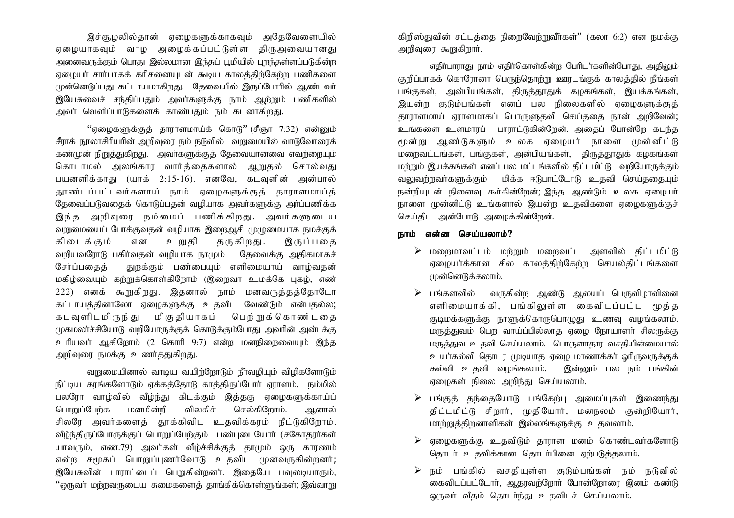இச்சூழலில்தான் ஏழைகளுக்காகவும் அதேவேளையில் ஏழையாகவும் வாழ அழைக்கப்பட்டுள்ள திருஅவையானது அனைவருக்கும் பொது இல்லமான இந்தப் பூமியில் புறந்தள்ளப்படுகின்ற ஏழையர் சார்பாகக் கரிசனையுடன் கூடிய காலத்திற்கேற்ற பணிகளை முன்னெடுப்பது கட்டாயமாகிறது. தேவையில் இருப்போரில் ஆண்டவர் இயேசுவைச் சந்திப்பதும் அவர்களுக்கு நாம் ஆற்றும் பணிகளில் அவர் வெளிப்பாடுகளைக் காண்பதும் நம் கடனாகிறது.

"ஏழைகளுக்குத் தாராளமாய்க் கொடு" (சீஞா 7:32) என்னும் சீராக் நூலாசிரியரின் அறிவுரை நம் நடுவில் வறுமையில் வாடுவோரைக் கண்முன் நிறுத்துகிறது. அவர்களுக்குத் தேவையானவை எவற்றையும் கொடாமல் அலங்கார வார்த்தைகளால் ஆறுதல் சொல்வது பயனளிக்காது (யாக் 2:15-16). எனவே, கடவுளின் அன்பால் தூண்டப்பட்டவர்களாய் நாம் ஏழைகளுக்குத் தாராளமாய்த் தேவைப்படுவதைக் கொடுப்பதன் வழியாக அவர்களுக்கு அர்ப்பணிக்க இந்த அறிவுரை நம்மைப் பணிக்கிறது. அவர்களுடைய வறுமையைப் போக்குவதன் வழியாக இறைஆசி முழுமையாக நமக்குக் கிடைக்கும் என உறுதி தருகிறது. இருப்பதை வறியவரோடு பகிர்வதன் வழியாக நாமும் தேவைக்கு அதிகமாகச் சேர்ப்பதைத் துறக்கும் பண்பையும் எளிமையாய் வாழ்வதன் மகிழ்வையும் கற்றுக்கொள்கிறோம் (இறைவா உமக்கே புகழ், எண் 222) எனக் கூறுகிறது. இதனால் நாம் மனவருத்தத்தோடோ கட்டாயத்தினாலோ ஏழைகளுக்கு உதவிட வேண்டும் என்பதல்ல; கடவுளிடமிருந்து மிகுதியாகப் பெற்றுக்கொண்டதை முகமலர்ச்சியோடு வறியோருக்குக் கொடுக்கும்போது அவரின் அன்புக்கு உரியவர் ஆகிறோம் (2 கொரி 9:7) என்ற மனநிறைவையும் இந்த அறிவுரை நமக்கு உணர்த்துகிறது.

வறுமையினால் வாடிய வயிற்றோடும் நீர்வழியும் விழிகளோடும் நீட்டிய கரங்களோடும் ஏக்கத்தோடு காத்திருப்போர் ஏராளம். நம்மில் பலரோ வாழ்வில் வீழ்ந்து கிடக்கும் இத்தகு ஏழைகளுக்காய்ப் பொறுப்பேற்க மனமின்றி விலகிச் செல்கிறோம். ஆனால் சிலரே அவர்களைத் தூக்கிவிட உதவிக்கரம் நீட்டுகிறோம். வீழ்ந்திருப்போருக்குப் பொறுப்பேற்கும் பண்புடையோர் (சகோதரர்கள் யாவரும், எண்.79) அவர்கள் வீழ்ச்சிக்குத் தாமும் ஒரு காரணம் என்ற சமூகப் பொறுப்புணர்வோடு உதவிட முன்வருகின்றனர்; இயேசுவின் பாராட்டைப் பெறுகின்றனர். இதையே பவுலடியாரும், "ஒருவர் மற்றவருடைய சுமைகளைத் தாங்கிக்கொள்ளுங்கள்; இவ்வாறு கிறிஸ்துவின் சட்டத்தை நிறைவேற்றுவீர்கள்" (கலா 6:2) என நமக்கு அறிவுரை கூறுகிறார்.

எதிர்பாராது நாம் எதிர்கொள்கின்ற பேரிடர்களின்போது, அதிலும் குறிப்பாகக் கொரோனா பெருந்தொற்று ஊரடங்குக் காலத்தில் நீங்கள் பங்குகள், அன்பியங்கள், திருத்தூதுக் கழகங்கள், இயக்கங்கள், இயன்ற குடும்பங்கள் எனப் பல நிலைகளில் ஏழைகளுக்குத் தாராளமாய் ஏராளமாகப் பொருளுதவி செய்ததை நான் அறிவேன்; உங்களை உளமாரப் பாராட்டுகின்றேன். அதைப் போன்றே கடந்த மூன்று ஆண்டுகளும் உலக ஏழையர் நாளை முன்னிட்டு மறைவட்டங்கள், பங்குகள், அன்பியங்கள், திருத்தூதுக் கழகங்கள் மற்றும் இயக்கங்கள் எனப் பல மட்டங்களில் திட்டமிட்டு வறியோருக்கும் வலுவற்றவர்களுக்கும் மிக்க ஈடுபாட்டோடு உதவி செய்ததையும் நன்றியுடன் நினைவு கூர்கின்றேன்; இந்த ஆண்டும் உலக ஏழையர் நாளை முன்னிட்டு உங்களால் இயன்ற உதவிகளை ஏழைகளுக்குச் செய்திட அன்போடு அழைக்கின்றேன்.

## நாம் என்ன செய்யலாம்?

- மறைமாவட்டம் மற்றும் மறைவட்ட அளவில் திட்டமிட்டு ஏழையர்க்கான சில காலத்திற்கேற்ற செயல்திட்டங்களை முன்னெடுக்கலாம்.
- பங்களவில் வருகின்ற ஆண்டு ஆலயப் பெருவிழாவினை எளிமையாக்கி, பங்கிலுள்ள கைவிடப்பட்ட மூத்த குடிமக்களுக்கு நாளுக்கொருபொழுது உணவு வழங்கலாம். மருத்துவம் பெற வாய்ப்பில்லாத ஏழை நோயாளர் சிலருக்கு மருத்துவ உதவி செய்யலாம். பொருளாதார வசதியின்மையால் உயர்கல்வி தொடர முடியாத ஏழை மாணாக்கர் ஓரிருவருக்குக் கல்வி உதவி வழங்கலாம். இன்னும் பல நம் பங்கின் ஏழைகள் நிலை அறிந்து செய்யலாம்.
- பங்குத் தந்தையோடு பங்கேற்பு அமைப்புகள் இணைந்து திட்டமிட்டு சிறார், முதியோர், மனநலம் குன்றியோர், மாற்றுத்திறனாளிகள் இல்லங்களுக்கு உதவலாம்.
- ஏழைகளுக்கு உதவிடும் தாராள மனம் கொண்டவர்களோடு தொடர் உதவிக்கான தொடர்பினை ஏற்படுத்தலாம்.
- நம் பங்கில் வசதியுள்ள குடும்பங்கள் நம் நடுவில் கைவிடப்பட்டோர், ஆதரவற்றோர் போன்றோரை இனம் கண்டு ஒருவர் வீதம் தொடர்ந்து உதவிடச் செய்யலாம்.